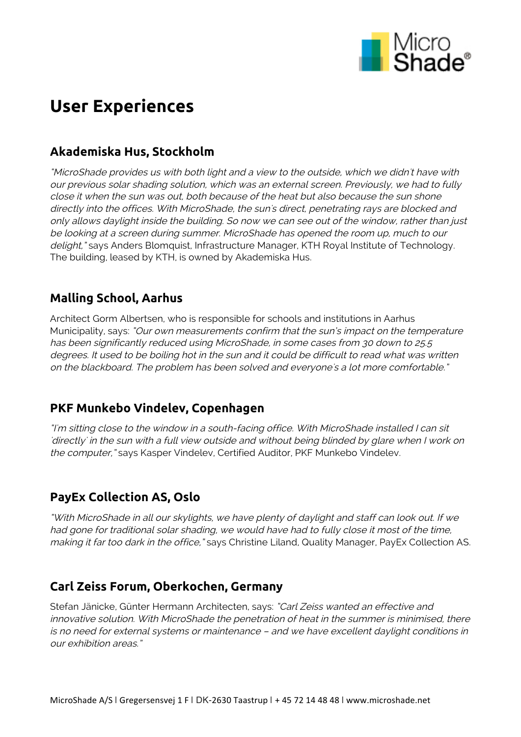# User Experiences

## Akademiska Hus, Stockholm

*"MicroShade provides us with both light and a view to the outside, which we didn't have with our previous solar shading solution, which was an external screen. Previously, we had to fully close it when the sun was out, both because of the heat but also because the sun shone directly into the offices. With MicroShade, the sun's direct, penetrating rays are blocked and only allows daylight inside the building. So now we can see out of the window, rather than just be looking at a screen during summer. MicroShade has opened the room up, much to our delight,"* says Anders Blomquist, Infrastructure Manager, KTH Royal Institute of Technology. The building, leased by KTH, is owned by Akademiska Hus.

## Malling School, Aarhus

Architect Gorm Albertsen, who is responsible for schools and institutions in Aarhus Municipality, says: *"Our own measurements confirm that the sun's impact on the temperature has been significantly reduced using MicroShade, in some cases from 30 down to 25.5 degrees. It used to be boiling hot in the sun and it could be difficult to read what was written on the blackboard. The problem has been solved and everyone's a lot more comfortable."*

## PKF Munkebo Vindelev, Copenhagen

*"I'm sitting close to the window in a south-facing office. With MicroShade installed I can sit 'directly' in the sun with a full view outside and without being blinded by glare when I work on the computer,"* says Kasper Vindelev, Certified Auditor, PKF Munkebo Vindelev.

## PayEx Collection AS, Oslo

*"With MicroShade in all our skylights, we have plenty of daylight and staff can look out. If we had gone for traditional solar shading, we would have had to fully close it most of the time, making it far too dark in the office,"* says Christine Liland, Quality Manager, PayEx Collection AS.

## Carl Zeiss Forum, Oberkochen, Germany

Stefan Jänicke, Günter Hermann Architecten, says: *"Carl Zeiss wanted an effective and innovative solution. With MicroShade the penetration of heat in the summer is minimised, there is no need for external systems or maintenance – and we have excellent daylight conditions in our exhibition areas."*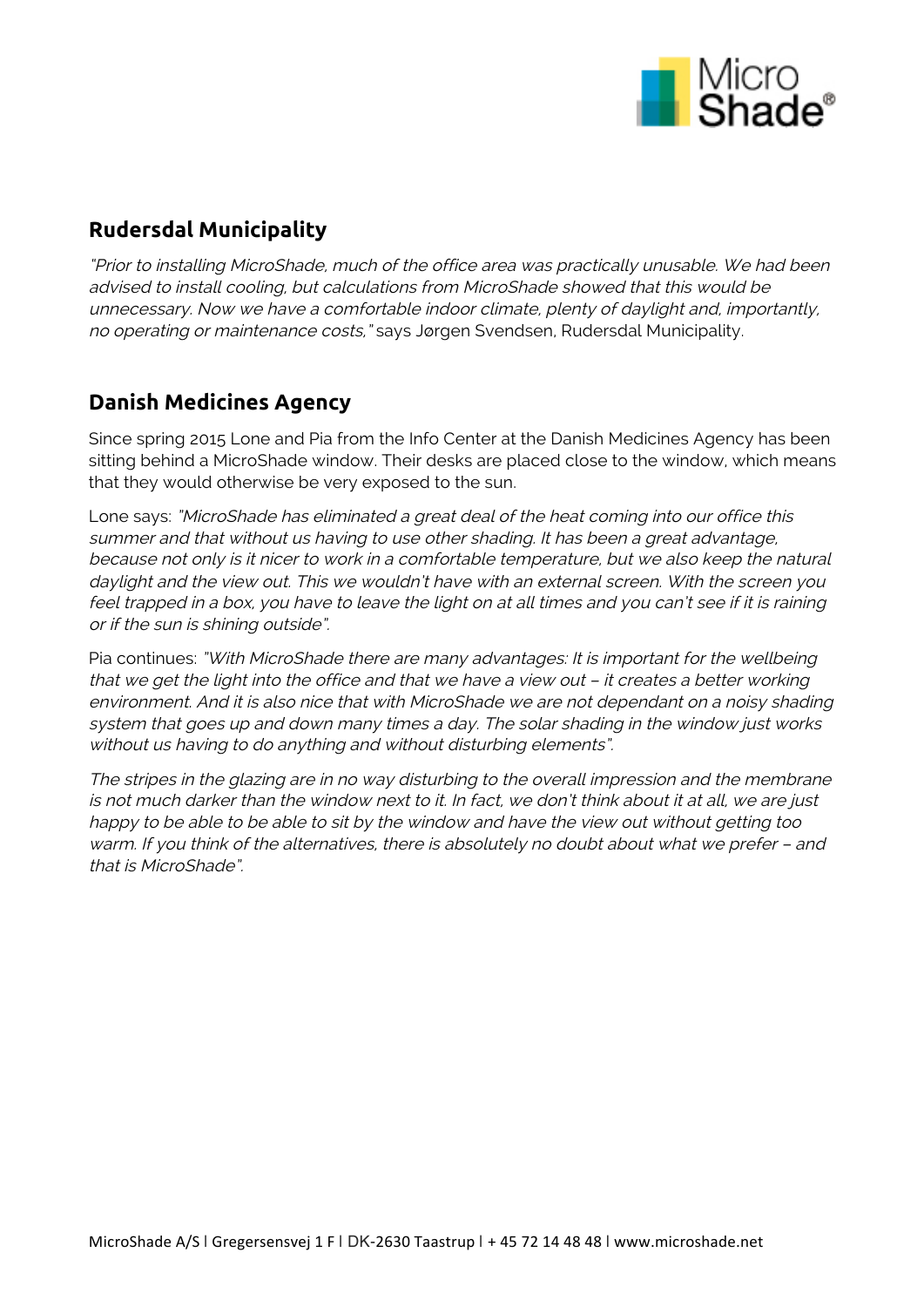## Rudersdal Municipality

*"Prior to installing MicroShade, much of the office area was practically unusable. We had been advised to install cooling, but calculations from MicroShade showed that this would be unnecessary. Now we have a comfortable indoor climate, plenty of daylight and, importantly, no operating or maintenance costs,"* says Jørgen Svendsen, Rudersdal Municipality.

## Danish Medicines Agency

Since spring 2015 Lone and Pia from the Info Center at the Danish Medicines Agency has been sitting behind a MicroShade window. Their desks are placed close to the window, which means that they would otherwise be very exposed to the sun.

Lone says: *"MicroShade has eliminated a great deal of the heat coming into our office this summer and that without us having to use other shading. It has been a great advantage, because not only is it nicer to work in a comfortable temperature, but we also keep the natural daylight and the view out. This we wouldn't have with an external screen. With the screen you feel trapped in a box, you have to leave the light on at all times and you can't see if it is raining or if the sun is shining outside".*

Pia continues: *"With MicroShade there are many advantages: It is important for the wellbeing that we get the light into the office and that we have a view out – it creates a better working environment. And it is also nice that with MicroShade we are not dependant on a noisy shading system that goes up and down many times a day. The solar shading in the window just works without us having to do anything and without disturbing elements".*

*The stripes in the glazing are in no way disturbing to the overall impression and the membrane is not much darker than the window next to it. In fact, we don't think about it at all, we are just happy to be able to be able to sit by the window and have the view out without getting too warm. If you think of the alternatives, there is absolutely no doubt about what we prefer – and that is MicroShade".*